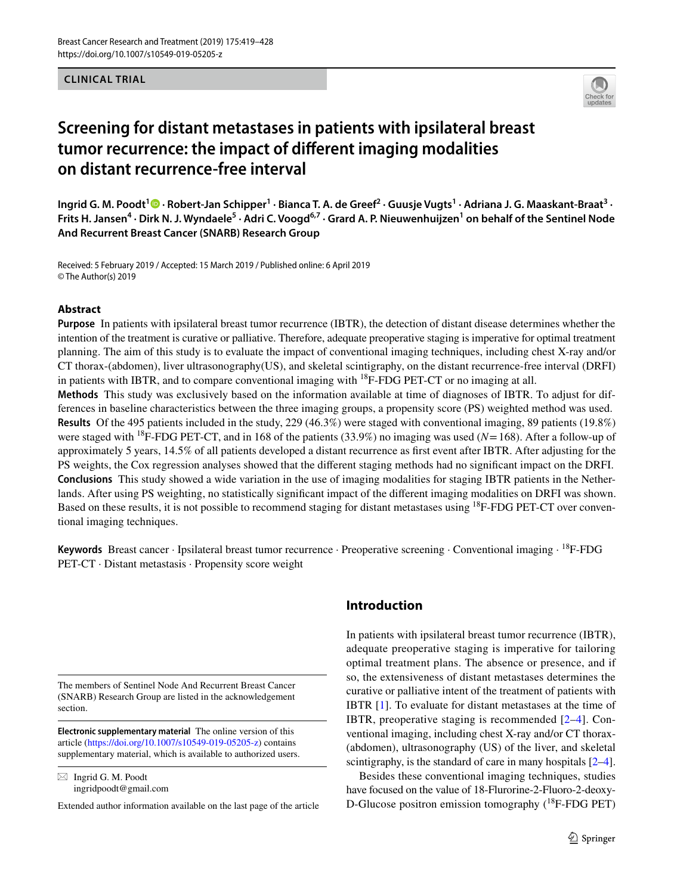CLINICAL TRIAL

# Screening for distant metastases in patients with ipsilateral breast tumor recurrence: the impact of different imaging modalities on distant recurrence-free interval

**Ingrid G. M. Poodt[1] · Robert-Jan Schipper[1] · Bianca T. A. de Greef[2] · Guusje Vugts[1] · Adriana J. G. Maaskant-Braat[3] · Frits H. Jansen[4] · Dirk N. J. Wyndaele[5] · Adri C. Voogd[6,7] · Grard A. P. Nieuwenhuijzen[1] on behalf of the Sentinel Node And Recurrent Breast Cancer (SNARB) Research Group**

Received: 5 February 2019 / Accepted: 15 March 2019 / Published online: 6 April 2019
© The Author(s) 2019

## Abstract

**Purpose** In patients with ipsilateral breast tumor recurrence (IBTR), the detection of distant disease determines whether the intention of the treatment is curative or palliative. Therefore, adequate preoperative staging is imperative for optimal treatment planning. The aim of this study is to evaluate the impact of conventional imaging techniques, including chest X-ray and/or CT thorax-(abdomen), liver ultrasonography(US), and skeletal scintigraphy, on the distant recurrence-free interval (DRFI) in patients with IBTR, and to compare conventional imaging with $^{18}$F-FDG PET-CT or no imaging at all.

**Methods** This study was exclusively based on the information available at time of diagnoses of IBTR. To adjust for differences in baseline characteristics between the three imaging groups, a propensity score (PS) weighted method was used.

**Results** Of the 495 patients included in the study, 229 (46.3%) were staged with conventional imaging, 89 patients (19.8%) were staged with $^{18}$F-FDG PET-CT, and in 168 of the patients (33.9%) no imaging was used ($N=168$). After a follow-up of approximately 5 years, 14.5% of all patients developed a distant recurrence as first event after IBTR. After adjusting for the PS weights, the Cox regression analyses showed that the different staging methods had no significant impact on the DRFI.

**Conclusions** This study showed a wide variation in the use of imaging modalities for staging IBTR patients in the Netherlands. After using PS weighting, no statistically significant impact of the different imaging modalities on DRFI was shown. Based on these results, it is not possible to recommend staging for distant metastases using $^{18}$F-FDG PET-CT over conventional imaging techniques.

**Keywords** Breast cancer · Ipsilateral breast tumor recurrence · Preoperative screening · Conventional imaging · $^{18}$F-FDG PET-CT · Distant metastasis · Propensity score weight

## Introduction

In patients with ipsilateral breast tumor recurrence (IBTR), adequate preoperative staging is imperative for tailoring optimal treatment plans. The absence or presence, and if so, the extensiveness of distant metastases determines the curative or palliative intent of the treatment of patients with IBTR [1]. To evaluate for distant metastases at the time of IBTR, preoperative staging is recommended [2–4]. Conventional imaging, including chest X-ray and/or CT thorax-(abdomen), ultrasonography (US) of the liver, and skeletal scintigraphy, is the standard of care in many hospitals [2–4].

Besides these conventional imaging techniques, studies have focused on the value of 18-Flurorine-2-Fluoro-2-deoxy-D-Glucose positron emission tomography ($^{18}$F-FDG PET)

The members of Sentinel Node And Recurrent Breast Cancer (SNARB) Research Group are listed in the acknowledgement section.

**Electronic supplementary material** The online version of this article (https://doi.org/10.1007/s10549-019-05205-z) contains supplementary material, which is available to authorized users.

✉ Ingrid G. M. Poodt
ingridpoodt@gmail.com

Extended author information available on the last page of the article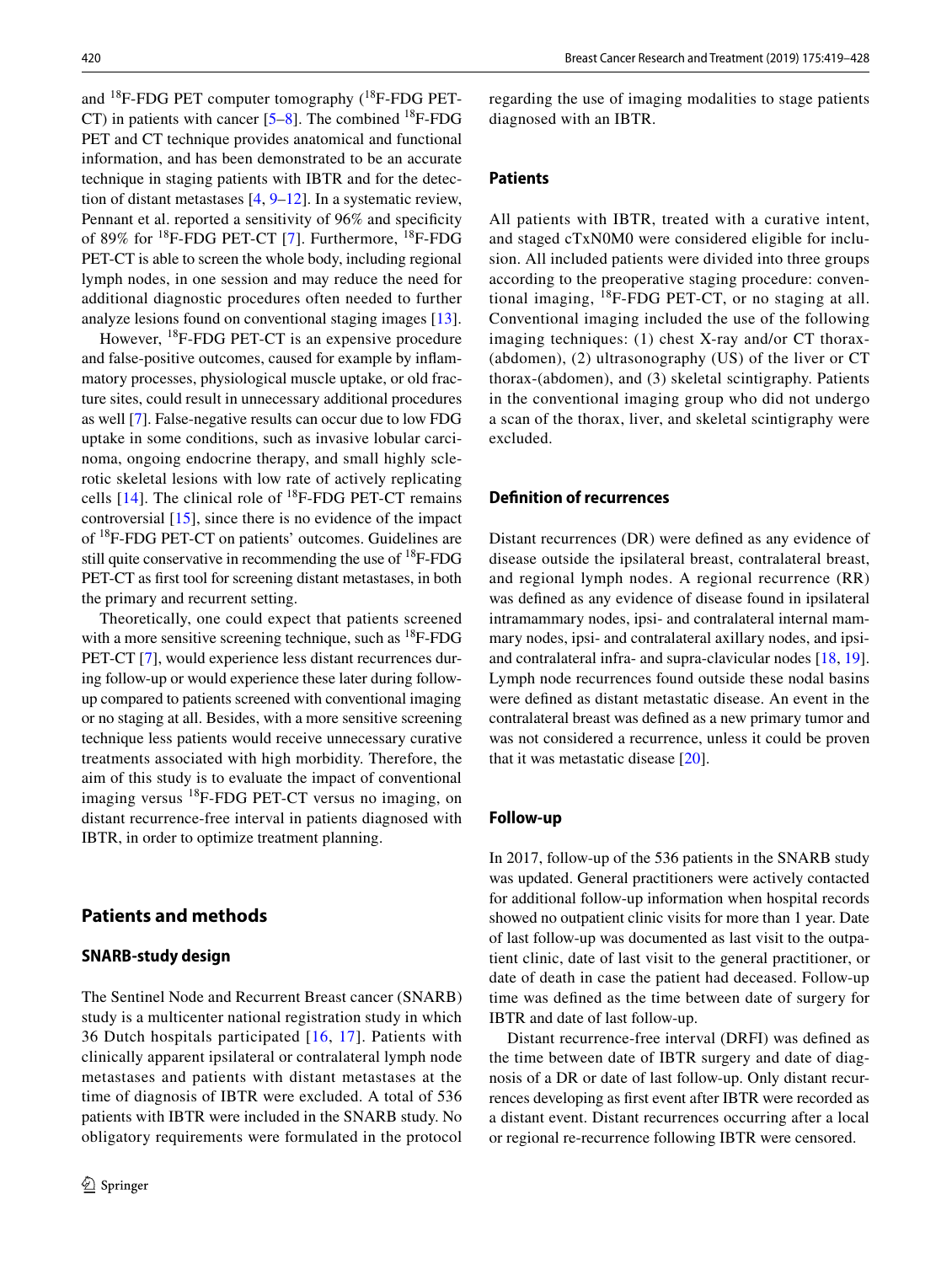and $^{18}$F-FDG PET computer tomography ($^{18}$F-FDG PET-CT) in patients with cancer [5–8]. The combined $^{18}$F-FDG PET and CT technique provides anatomical and functional information, and has been demonstrated to be an accurate technique in staging patients with IBTR and for the detection of distant metastases [4, 9–12]. In a systematic review, Pennant et al. reported a sensitivity of 96% and specificity of 89% for $^{18}$F-FDG PET-CT [7]. Furthermore, $^{18}$F-FDG PET-CT is able to screen the whole body, including regional lymph nodes, in one session and may reduce the need for additional diagnostic procedures often needed to further analyze lesions found on conventional staging images [13].

However, $^{18}$F-FDG PET-CT is an expensive procedure and false-positive outcomes, caused for example by inflammatory processes, physiological muscle uptake, or old fracture sites, could result in unnecessary additional procedures as well [7]. False-negative results can occur due to low FDG uptake in some conditions, such as invasive lobular carcinoma, ongoing endocrine therapy, and small highly sclerotic skeletal lesions with low rate of actively replicating cells [14]. The clinical role of $^{18}$F-FDG PET-CT remains controversial [15], since there is no evidence of the impact of $^{18}$F-FDG PET-CT on patients' outcomes. Guidelines are still quite conservative in recommending the use of $^{18}$F-FDG PET-CT as first tool for screening distant metastases, in both the primary and recurrent setting.

Theoretically, one could expect that patients screened with a more sensitive screening technique, such as $^{18}$F-FDG PET-CT [7], would experience less distant recurrences during follow-up or would experience these later during follow-up compared to patients screened with conventional imaging or no staging at all. Besides, with a more sensitive screening technique less patients would receive unnecessary curative treatments associated with high morbidity. Therefore, the aim of this study is to evaluate the impact of conventional imaging versus $^{18}$F-FDG PET-CT versus no imaging, on distant recurrence-free interval in patients diagnosed with IBTR, in order to optimize treatment planning.

## Patients and methods

### SNARB-study design

The Sentinel Node and Recurrent Breast cancer (SNARB) study is a multicenter national registration study in which 36 Dutch hospitals participated [16, 17]. Patients with clinically apparent ipsilateral or contralateral lymph node metastases and patients with distant metastases at the time of diagnosis of IBTR were excluded. A total of 536 patients with IBTR were included in the SNARB study. No obligatory requirements were formulated in the protocol regarding the use of imaging modalities to stage patients diagnosed with an IBTR.

### Patients

All patients with IBTR, treated with a curative intent, and staged cTxN0M0 were considered eligible for inclusion. All included patients were divided into three groups according to the preoperative staging procedure: conventional imaging, $^{18}$F-FDG PET-CT, or no staging at all. Conventional imaging included the use of the following imaging techniques: (1) chest X-ray and/or CT thorax-(abdomen), (2) ultrasonography (US) of the liver or CT thorax-(abdomen), and (3) skeletal scintigraphy. Patients in the conventional imaging group who did not undergo a scan of the thorax, liver, and skeletal scintigraphy were excluded.

### Definition of recurrences

Distant recurrences (DR) were defined as any evidence of disease outside the ipsilateral breast, contralateral breast, and regional lymph nodes. A regional recurrence (RR) was defined as any evidence of disease found in ipsilateral intramammary nodes, ipsi- and contralateral internal mammary nodes, ipsi- and contralateral axillary nodes, and ipsi- and contralateral infra- and supra-clavicular nodes [18, 19]. Lymph node recurrences found outside these nodal basins were defined as distant metastatic disease. An event in the contralateral breast was defined as a new primary tumor and was not considered a recurrence, unless it could be proven that it was metastatic disease [20].

### Follow-up

In 2017, follow-up of the 536 patients in the SNARB study was updated. General practitioners were actively contacted for additional follow-up information when hospital records showed no outpatient clinic visits for more than 1 year. Date of last follow-up was documented as last visit to the outpatient clinic, date of last visit to the general practitioner, or date of death in case the patient had deceased. Follow-up time was defined as the time between date of surgery for IBTR and date of last follow-up.

Distant recurrence-free interval (DRFI) was defined as the time between date of IBTR surgery and date of diagnosis of a DR or date of last follow-up. Only distant recurrences developing as first event after IBTR were recorded as a distant event. Distant recurrences occurring after a local or regional re-recurrence following IBTR were censored.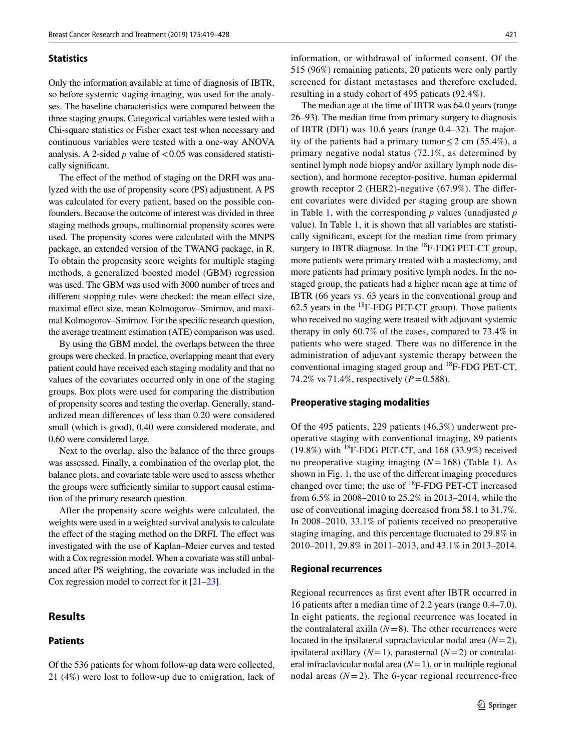### Statistics

Only the information available at time of diagnosis of IBTR, so before systemic staging imaging, was used for the analyses. The baseline characteristics were compared between the three staging groups. Categorical variables were tested with a Chi-square statistics or Fisher exact test when necessary and continuous variables were tested with a one-way ANOVA analysis. A 2-sided $p$ value of $<0.05$ was considered statistically significant.

The effect of the method of staging on the DRFI was analyzed with the use of propensity score (PS) adjustment. A PS was calculated for every patient, based on the possible confounders. Because the outcome of interest was divided in three staging methods groups, multinomial propensity scores were used. The propensity scores were calculated with the MNPS package, an extended version of the TWANG package, in R. To obtain the propensity score weights for multiple staging methods, a generalized boosted model (GBM) regression was used. The GBM was used with 3000 number of trees and different stopping rules were checked: the mean effect size, maximal effect size, mean Kolmogorov–Smirnov, and maximal Kolmogorov–Smirnov. For the specific research question, the average treatment estimation (ATE) comparison was used.

By using the GBM model, the overlaps between the three groups were checked. In practice, overlapping meant that every patient could have received each staging modality and that no values of the covariates occurred only in one of the staging groups. Box plots were used for comparing the distribution of propensity scores and testing the overlap. Generally, standardized mean differences of less than 0.20 were considered small (which is good), 0.40 were considered moderate, and 0.60 were considered large.

Next to the overlap, also the balance of the three groups was assessed. Finally, a combination of the overlap plot, the balance plots, and covariate table were used to assess whether the groups were sufficiently similar to support causal estimation of the primary research question.

After the propensity score weights were calculated, the weights were used in a weighted survival analysis to calculate the effect of the staging method on the DRFI. The effect was investigated with the use of Kaplan–Meier curves and tested with a Cox regression model. When a covariate was still unbalanced after PS weighting, the covariate was included in the Cox regression model to correct for it [21–23].

## Results

### Patients

Of the 536 patients for whom follow-up data were collected, 21 (4%) were lost to follow-up due to emigration, lack of information, or withdrawal of informed consent. Of the 515 (96%) remaining patients, 20 patients were only partly screened for distant metastases and therefore excluded, resulting in a study cohort of 495 patients (92.4%).

The median age at the time of IBTR was 64.0 years (range 26–93). The median time from primary surgery to diagnosis of IBTR (DFI) was 10.6 years (range 0.4–32). The majority of the patients had a primary tumor ≤ 2 cm (55.4%), a primary negative nodal status (72.1%, as determined by sentinel lymph node biopsy and/or axillary lymph node dissection), and hormone receptor-positive, human epidermal growth receptor 2 (HER2)-negative (67.9%). The different covariates were divided per staging group are shown in Table 1, with the corresponding $p$ values (unadjusted $p$ value). In Table 1, it is shown that all variables are statistically significant, except for the median time from primary surgery to IBTR diagnose. In the $^{18}$F-FDG PET-CT group, more patients were primary treated with a mastectomy, and more patients had primary positive lymph nodes. In the no-staged group, the patients had a higher mean age at time of IBTR (66 years vs. 63 years in the conventional group and 62.5 years in the $^{18}$F-FDG PET-CT group). Those patients who received no staging were treated with adjuvant systemic therapy in only 60.7% of the cases, compared to 73.4% in patients who were staged. There was no difference in the administration of adjuvant systemic therapy between the conventional imaging staged group and $^{18}$F-FDG PET-CT, 74.2% vs 71.4%, respectively ($P=0.588$).

### Preoperative staging modalities

Of the 495 patients, 229 patients (46.3%) underwent preoperative staging with conventional imaging, 89 patients (19.8%) with $^{18}$F-FDG PET-CT, and 168 (33.9%) received no preoperative staging imaging ($N=168$) (Table 1). As shown in Fig. 1, the use of the different imaging procedures changed over time; the use of $^{18}$F-FDG PET-CT increased from 6.5% in 2008–2010 to 25.2% in 2013–2014, while the use of conventional imaging decreased from 58.1 to 31.7%. In 2008–2010, 33.1% of patients received no preoperative staging imaging, and this percentage fluctuated to 29.8% in 2010–2011, 29.8% in 2011–2013, and 43.1% in 2013–2014.

### Regional recurrences

Regional recurrences as first event after IBTR occurred in 16 patients after a median time of 2.2 years (range 0.4–7.0). In eight patients, the regional recurrence was located in the contralateral axilla ($N=8$). The other recurrences were located in the ipsilateral supraclavicular nodal area ($N=2$), ipsilateral axillary ($N=1$), parasternal ($N=2$) or contralateral infraclavicular nodal area ($N=1$), or in multiple regional nodal areas ($N=2$). The 6-year regional recurrence-free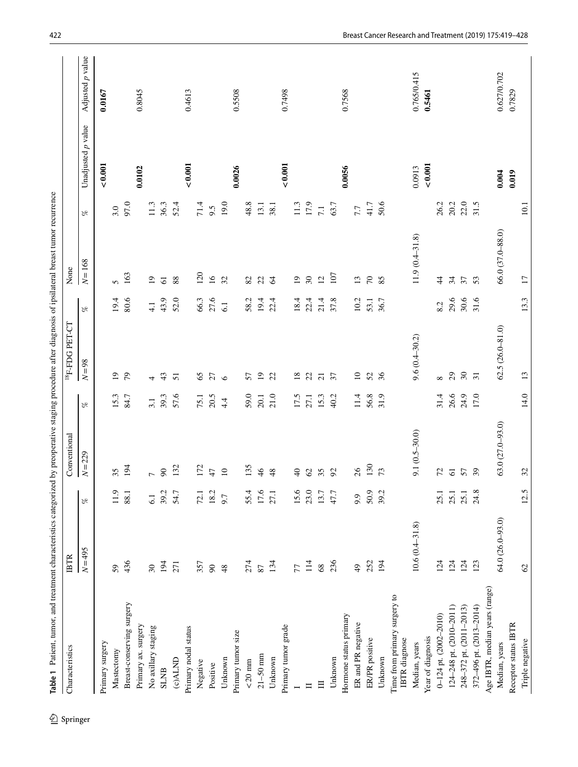**Table 1** Patient, tumor, and treatment characteristics categorized by preoperative staging procedure after diagnosis of ipsilateral breast tumor recurrence

| Characteristics | IBTR | | Conventional | | $^{18}$F-FDG PET-CT | | None | | Unadjusted *p* value | Adjusted *p* value |
|---|---|---|---|---|---|---|---|---|---|---|
| | *N* = 495 | % | *N* = 229 | % | *N* = 98 | % | *N* = 168 | % | | |
| Primary surgery | | | | | | | | | **< 0.001** | **0.0167** |
| Mastectomy | 59 | 11.9 | 35 | 15.3 | 19 | 19.4 | 5 | 3.0 | | |
| Breast-conserving surgery | 436 | 88.1 | 194 | 84.7 | 79 | 80.6 | 163 | 97.0 | | |
| Primary ax. surgery | | | | | | | | | **0.0102** | 0.8045 |
| No axillary staging | 30 | 6.1 | 7 | 3.1 | 4 | 4.1 | 19 | 11.3 | | |
| SLNB | 194 | 39.2 | 90 | 39.3 | 43 | 43.9 | 61 | 36.3 | | |
| (c)ALND | 271 | 54.7 | 132 | 57.6 | 51 | 52.0 | 88 | 52.4 | | |
| Primary nodal status | | | | | | | | | **< 0.001** | 0.4613 |
| Negative | 357 | 72.1 | 172 | 75.1 | 65 | 66.3 | 120 | 71.4 | | |
| Positive | 90 | 18.2 | 47 | 20.5 | 27 | 27.6 | 16 | 9.5 | | |
| Unknown | 48 | 9.7 | 10 | 4.4 | 6 | 6.1 | 32 | 19.0 | | |
| Primary tumor size | | | | | | | | | **0.0026** | 0.5508 |
| < 20 mm | 274 | 55.4 | 135 | 59.0 | 57 | 58.2 | 82 | 48.8 | | |
| 21–50 mm | 87 | 17.6 | 46 | 20.1 | 19 | 19.4 | 22 | 13.1 | | |
| Unknown | 134 | 27.1 | 48 | 21.0 | 22 | 22.4 | 64 | 38.1 | | |
| Primary tumor grade | | | | | | | | | **< 0.001** | 0.7498 |
| I | 77 | 15.6 | 40 | 17.5 | 18 | 18.4 | 19 | 11.3 | | |
| II | 114 | 23.0 | 62 | 27.1 | 22 | 22.4 | 30 | 17.9 | | |
| III | 68 | 13.7 | 35 | 15.3 | 21 | 21.4 | 12 | 7.1 | | |
| Unknown | 236 | 47.7 | 92 | 40.2 | 37 | 37.8 | 107 | 63.7 | | |
| Hormone status primary | | | | | | | | | **0.0056** | 0.7568 |
| ER and PR negative | 49 | 9.9 | 26 | 11.4 | 10 | 10.2 | 13 | 7.7 | | |
| ER/PR positive | 252 | 50.9 | 130 | 56.8 | 52 | 53.1 | 70 | 41.7 | | |
| Unknown | 194 | 39.2 | 73 | 31.9 | 36 | 36.7 | 85 | 50.6 | | |
| Time from primary surgery to IBTR diagnose | | | | | | | | | | |
| Median, years | 10.6 (0.4–31.8) | | 9.1 (0.5–30.0) | | 9.6 (0.4–30.2) | | 11.9 (0.4–31.8) | | 0.0913 | 0.765/0.415 |
| Year of diagnosis | | | | | | | | | **< 0.001** | **0.5461** |
| 0–124 pt. (2002–2010) | 124 | 25.1 | 72 | 31.4 | 8 | 8.2 | 44 | 26.2 | | |
| 124–248 pt. (2010–2011) | 124 | 25.1 | 61 | 26.6 | 29 | 29.6 | 34 | 20.2 | | |
| 248–372 pt. (2011–2013) | 124 | 25.1 | 57 | 24.9 | 30 | 30.6 | 37 | 22.0 | | |
| 372–496 pt. (2013–2014) | 123 | 24.8 | 39 | 17.0 | 31 | 31.6 | 53 | 31.5 | | |
| Age IBTR, median years (range) | | | | | | | | | | |
| Median, years | 64.0 (26.0–93.0) | | 63.0 (27.0–93.0) | | 62.5 (26.0–81.0) | | 66.0 (37.0–88.0) | | **0.004** | 0.627/0.702 |
| Receptor status IBTR | | | | | | | | | **0.019** | 0.7829 |
| Triple negative | 62 | 12.5 | 32 | 14.0 | 13 | 13.3 | 17 | 10.1 | | |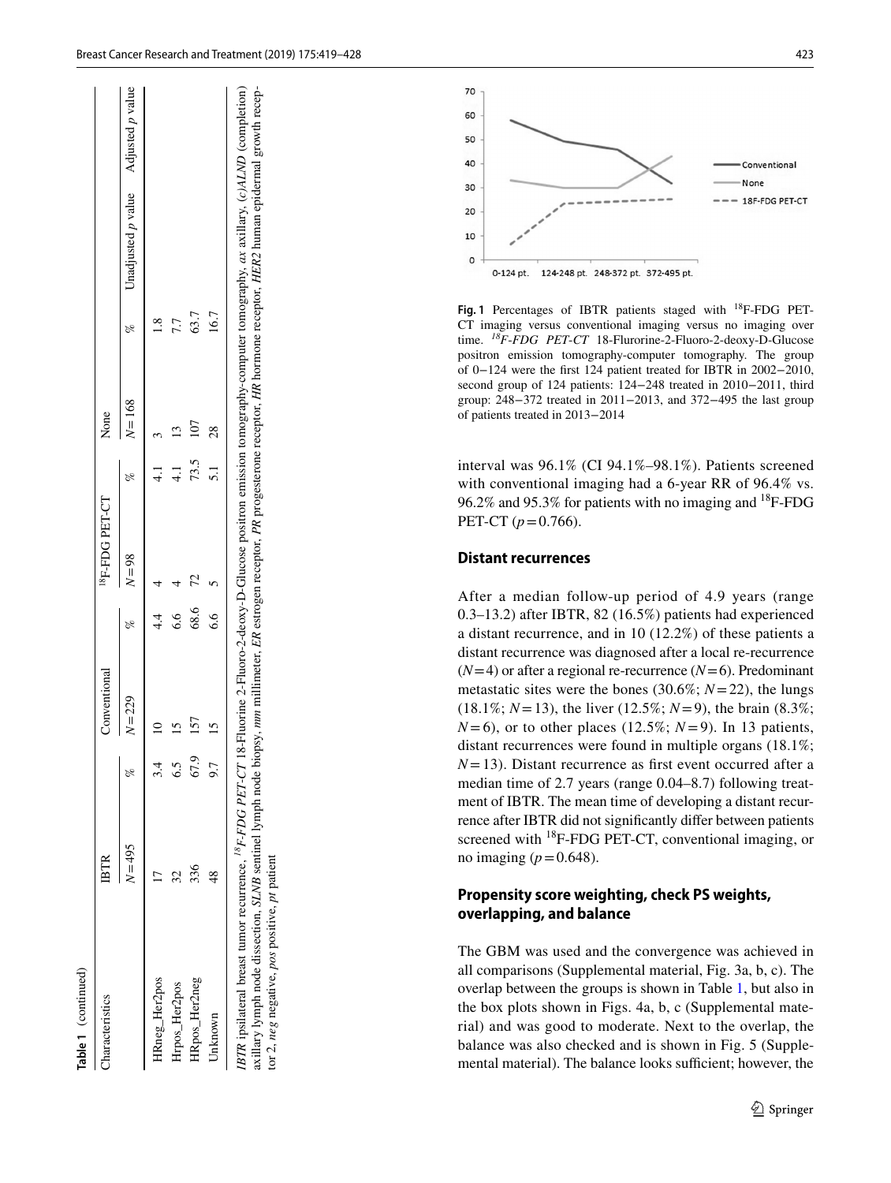**Table 1** (continued)

| Characteristics | IBTR | | Conventional | | $^{18}$F-FDG PET-CT | | None | | Unadjusted $p$ value | Adjusted $p$ value |
|---|---|---|---|---|---|---|---|---|---|---|
| | $N=495$ | % | $N=229$ | % | $N=98$ | % | $N=168$ | % | | |
| HRneg_Her2pos | 17 | 3.4 | 10 | 4.4 | 4 | 4.1 | 3 | 1.8 | | |
| Hrpos_Her2pos | 32 | 6.5 | 15 | 6.6 | 4 | 4.1 | 13 | 7.7 | | |
| HRpos_Her2neg | 336 | 67.9 | 157 | 68.6 | 72 | 73.5 | 107 | 63.7 | | |
| Unknown | 48 | 9.7 | 15 | 6.6 | 5 | 5.1 | 28 | 16.7 | | |

*IBTR* ipsilateral breast tumor recurrence, *$^{18}$F-FDG PET-CT* 18-Fluorine 2-Fluoro-2-deoxy-D-Glucose positron emission tomography-computer tomography, *ax* axillary, *(c)ALND* (completion) axillary lymph node dissection, *SLNB* sentinel lymph node biopsy, *mm* millimeter, *ER* estrogen receptor, *PR* progesterone receptor, *HR* hormone receptor, *HER2* human epidermal growth receptor 2, *neg* negative, *pos* positive, *pt* patient

**Fig. 1** Percentages of IBTR patients staged with $^{18}$F-FDG PET-CT imaging versus conventional imaging versus no imaging over time. *$^{18}$F-FDG PET-CT* 18-Flurorine-2-Fluoro-2-deoxy-D-Glucose positron emission tomography-computer tomography. The group of 0−124 were the first 124 patient treated for IBTR in 2002−2010, second group of 124 patients: 124−248 treated in 2010−2011, third group: 248−372 treated in 2011−2013, and 372−495 the last group of patients treated in 2013−2014

interval was 96.1% (CI 94.1%–98.1%). Patients screened with conventional imaging had a 6-year RR of 96.4% vs. 96.2% and 95.3% for patients with no imaging and $^{18}$F-FDG PET-CT ($p=0.766$).

### Distant recurrences

After a median follow-up period of 4.9 years (range 0.3–13.2) after IBTR, 82 (16.5%) patients had experienced a distant recurrence, and in 10 (12.2%) of these patients a distant recurrence was diagnosed after a local re-recurrence ($N=4$) or after a regional re-recurrence ($N=6$). Predominant metastatic sites were the bones (30.6%; $N=22$), the lungs (18.1%; $N=13$), the liver (12.5%; $N=9$), the brain (8.3%; $N=6$), or to other places (12.5%; $N=9$). In 13 patients, distant recurrences were found in multiple organs (18.1%; $N=13$). Distant recurrence as first event occurred after a median time of 2.7 years (range 0.04–8.7) following treatment of IBTR. The mean time of developing a distant recurrence after IBTR did not significantly differ between patients screened with $^{18}$F-FDG PET-CT, conventional imaging, or no imaging ($p=0.648$).

### Propensity score weighting, check PS weights, overlapping, and balance

The GBM was used and the convergence was achieved in all comparisons (Supplemental material, Fig. 3a, b, c). The overlap between the groups is shown in Table 1, but also in the box plots shown in Figs. 4a, b, c (Supplemental material) and was good to moderate. Next to the overlap, the balance was also checked and is shown in Fig. 5 (Supplemental material). The balance looks sufficient; however, the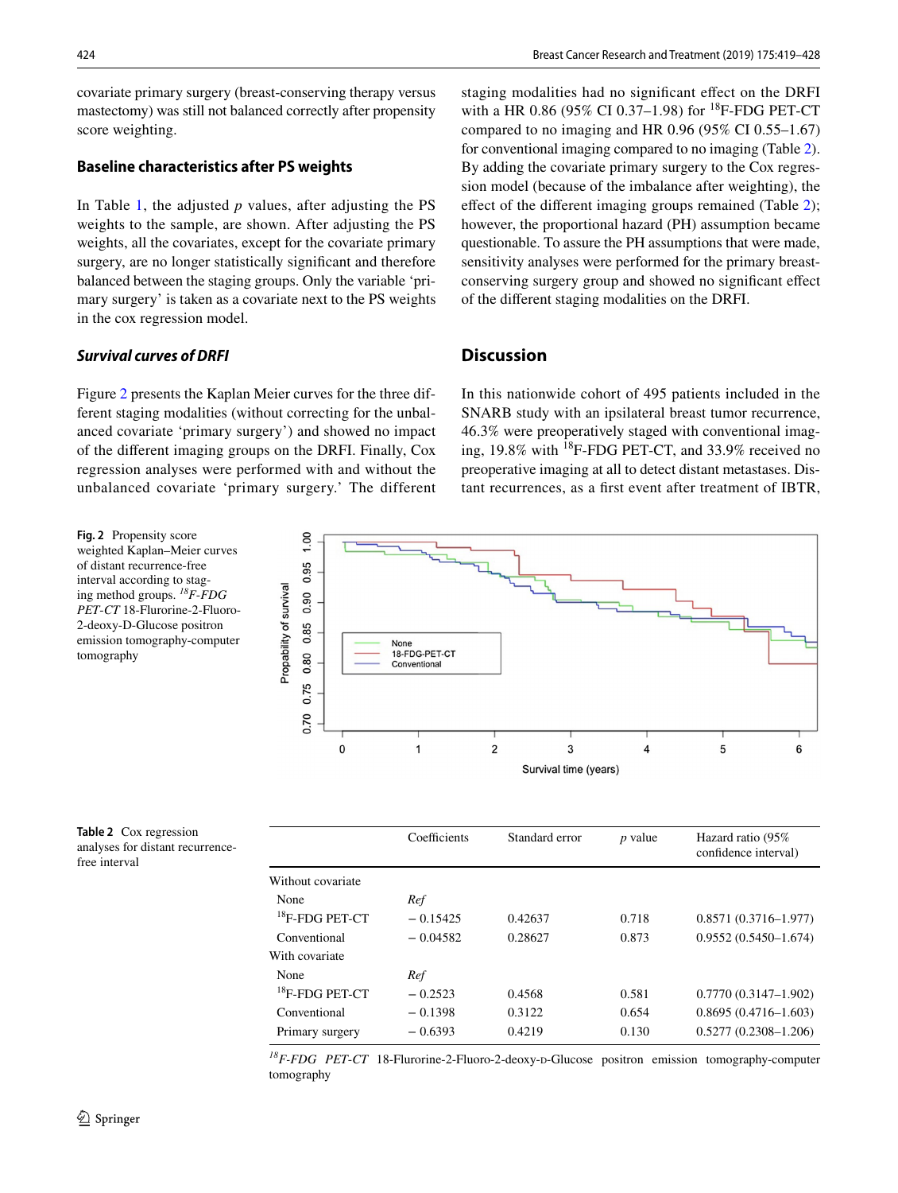covariate primary surgery (breast-conserving therapy versus mastectomy) was still not balanced correctly after propensity score weighting.

### Baseline characteristics after PS weights

In Table 1, the adjusted *p* values, after adjusting the PS weights to the sample, are shown. After adjusting the PS weights, all the covariates, except for the covariate primary surgery, are no longer statistically significant and therefore balanced between the staging groups. Only the variable 'primary surgery' is taken as a covariate next to the PS weights in the cox regression model.

### *Survival curves of DRFI*

Figure 2 presents the Kaplan Meier curves for the three different staging modalities (without correcting for the unbalanced covariate 'primary surgery') and showed no impact of the different imaging groups on the DRFI. Finally, Cox regression analyses were performed with and without the unbalanced covariate 'primary surgery.' The different staging modalities had no significant effect on the DRFI with a HR 0.86 (95% CI 0.37–1.98) for $^{18}$F-FDG PET-CT compared to no imaging and HR 0.96 (95% CI 0.55–1.67) for conventional imaging compared to no imaging (Table 2). By adding the covariate primary surgery to the Cox regression model (because of the imbalance after weighting), the effect of the different imaging groups remained (Table 2); however, the proportional hazard (PH) assumption became questionable. To assure the PH assumptions that were made, sensitivity analyses were performed for the primary breast-conserving surgery group and showed no significant effect of the different staging modalities on the DRFI.

## Discussion

In this nationwide cohort of 495 patients included in the SNARB study with an ipsilateral breast tumor recurrence, 46.3% were preoperatively staged with conventional imaging, 19.8% with $^{18}$F-FDG PET-CT, and 33.9% received no preoperative imaging at all to detect distant metastases. Distant recurrences, as a first event after treatment of IBTR,

**Fig. 2** Propensity score weighted Kaplan–Meier curves of distant recurrence-free interval according to staging method groups. *$^{18}$F-FDG PET-CT* 18-Flurorine-2-Fluoro-2-deoxy-D-Glucose positron emission tomography-computer tomography

**Table 2** Cox regression analyses for distant recurrence-free interval

| | Coefficients | Standard error | *p* value | Hazard ratio (95% confidence interval) |
|---|---|---|---|---|
| Without covariate | | | | |
| None | *Ref* | | | |
| $^{18}$F-FDG PET-CT | − 0.15425 | 0.42637 | 0.718 | 0.8571 (0.3716–1.977) |
| Conventional | − 0.04582 | 0.28627 | 0.873 | 0.9552 (0.5450–1.674) |
| With covariate | | | | |
| None | *Ref* | | | |
| $^{18}$F-FDG PET-CT | − 0.2523 | 0.4568 | 0.581 | 0.7770 (0.3147–1.902) |
| Conventional | − 0.1398 | 0.3122 | 0.654 | 0.8695 (0.4716–1.603) |
| Primary surgery | − 0.6393 | 0.4219 | 0.130 | 0.5277 (0.2308–1.206) |

*$^{18}$F-FDG PET-CT* 18-Flurorine-2-Fluoro-2-deoxy-D-Glucose positron emission tomography-computer tomography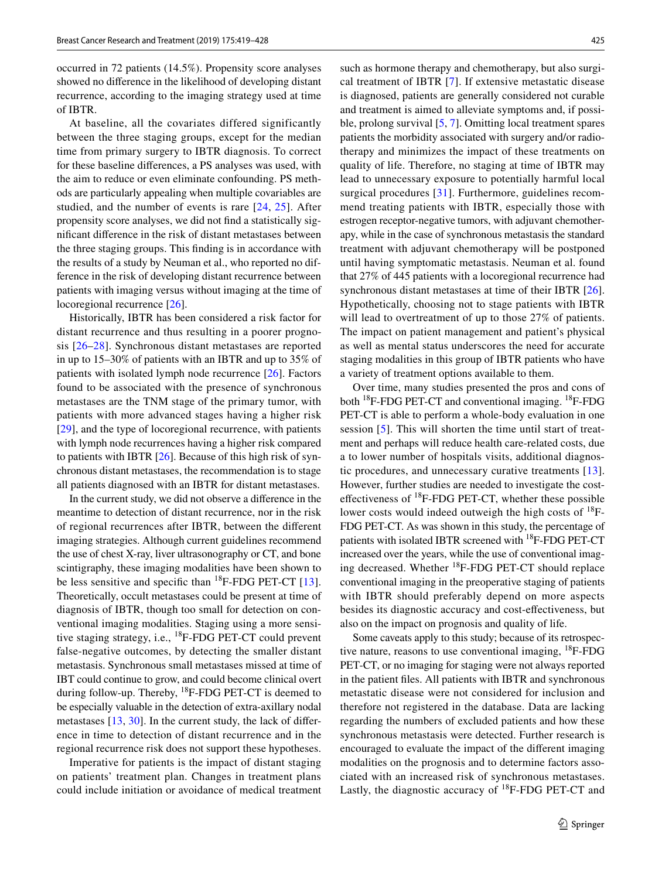occurred in 72 patients (14.5%). Propensity score analyses showed no difference in the likelihood of developing distant recurrence, according to the imaging strategy used at time of IBTR.

At baseline, all the covariates differed significantly between the three staging groups, except for the median time from primary surgery to IBTR diagnosis. To correct for these baseline differences, a PS analyses was used, with the aim to reduce or even eliminate confounding. PS methods are particularly appealing when multiple covariables are studied, and the number of events is rare [24, 25]. After propensity score analyses, we did not find a statistically significant difference in the risk of distant metastases between the three staging groups. This finding is in accordance with the results of a study by Neuman et al., who reported no difference in the risk of developing distant recurrence between patients with imaging versus without imaging at the time of locoregional recurrence [26].

Historically, IBTR has been considered a risk factor for distant recurrence and thus resulting in a poorer prognosis [26–28]. Synchronous distant metastases are reported in up to 15–30% of patients with an IBTR and up to 35% of patients with isolated lymph node recurrence [26]. Factors found to be associated with the presence of synchronous metastases are the TNM stage of the primary tumor, with patients with more advanced stages having a higher risk [29], and the type of locoregional recurrence, with patients with lymph node recurrences having a higher risk compared to patients with IBTR [26]. Because of this high risk of synchronous distant metastases, the recommendation is to stage all patients diagnosed with an IBTR for distant metastases.

In the current study, we did not observe a difference in the meantime to detection of distant recurrence, nor in the risk of regional recurrences after IBTR, between the different imaging strategies. Although current guidelines recommend the use of chest X-ray, liver ultrasonography or CT, and bone scintigraphy, these imaging modalities have been shown to be less sensitive and specific than $^{18}$F-FDG PET-CT [13]. Theoretically, occult metastases could be present at time of diagnosis of IBTR, though too small for detection on conventional imaging modalities. Staging using a more sensitive staging strategy, i.e., $^{18}$F-FDG PET-CT could prevent false-negative outcomes, by detecting the smaller distant metastasis. Synchronous small metastases missed at time of IBT could continue to grow, and could become clinical overt during follow-up. Thereby, $^{18}$F-FDG PET-CT is deemed to be especially valuable in the detection of extra-axillary nodal metastases [13, 30]. In the current study, the lack of difference in time to detection of distant recurrence and in the regional recurrence risk does not support these hypotheses.

Imperative for patients is the impact of distant staging on patients' treatment plan. Changes in treatment plans could include initiation or avoidance of medical treatment such as hormone therapy and chemotherapy, but also surgical treatment of IBTR [7]. If extensive metastatic disease is diagnosed, patients are generally considered not curable and treatment is aimed to alleviate symptoms and, if possible, prolong survival [5, 7]. Omitting local treatment spares patients the morbidity associated with surgery and/or radiotherapy and minimizes the impact of these treatments on quality of life. Therefore, no staging at time of IBTR may lead to unnecessary exposure to potentially harmful local surgical procedures [31]. Furthermore, guidelines recommend treating patients with IBTR, especially those with estrogen receptor-negative tumors, with adjuvant chemotherapy, while in the case of synchronous metastasis the standard treatment with adjuvant chemotherapy will be postponed until having symptomatic metastasis. Neuman et al. found that 27% of 445 patients with a locoregional recurrence had synchronous distant metastases at time of their IBTR [26]. Hypothetically, choosing not to stage patients with IBTR will lead to overtreatment of up to those 27% of patients. The impact on patient management and patient's physical as well as mental status underscores the need for accurate staging modalities in this group of IBTR patients who have a variety of treatment options available to them.

Over time, many studies presented the pros and cons of both $^{18}$F-FDG PET-CT and conventional imaging. $^{18}$F-FDG PET-CT is able to perform a whole-body evaluation in one session [5]. This will shorten the time until start of treatment and perhaps will reduce health care-related costs, due a to lower number of hospitals visits, additional diagnostic procedures, and unnecessary curative treatments [13]. However, further studies are needed to investigate the cost-effectiveness of $^{18}$F-FDG PET-CT, whether these possible lower costs would indeed outweigh the high costs of $^{18}$F-FDG PET-CT. As was shown in this study, the percentage of patients with isolated IBTR screened with $^{18}$F-FDG PET-CT increased over the years, while the use of conventional imaging decreased. Whether $^{18}$F-FDG PET-CT should replace conventional imaging in the preoperative staging of patients with IBTR should preferably depend on more aspects besides its diagnostic accuracy and cost-effectiveness, but also on the impact on prognosis and quality of life.

Some caveats apply to this study; because of its retrospective nature, reasons to use conventional imaging, $^{18}$F-FDG PET-CT, or no imaging for staging were not always reported in the patient files. All patients with IBTR and synchronous metastatic disease were not considered for inclusion and therefore not registered in the database. Data are lacking regarding the numbers of excluded patients and how these synchronous metastasis were detected. Further research is encouraged to evaluate the impact of the different imaging modalities on the prognosis and to determine factors associated with an increased risk of synchronous metastases. Lastly, the diagnostic accuracy of $^{18}$F-FDG PET-CT and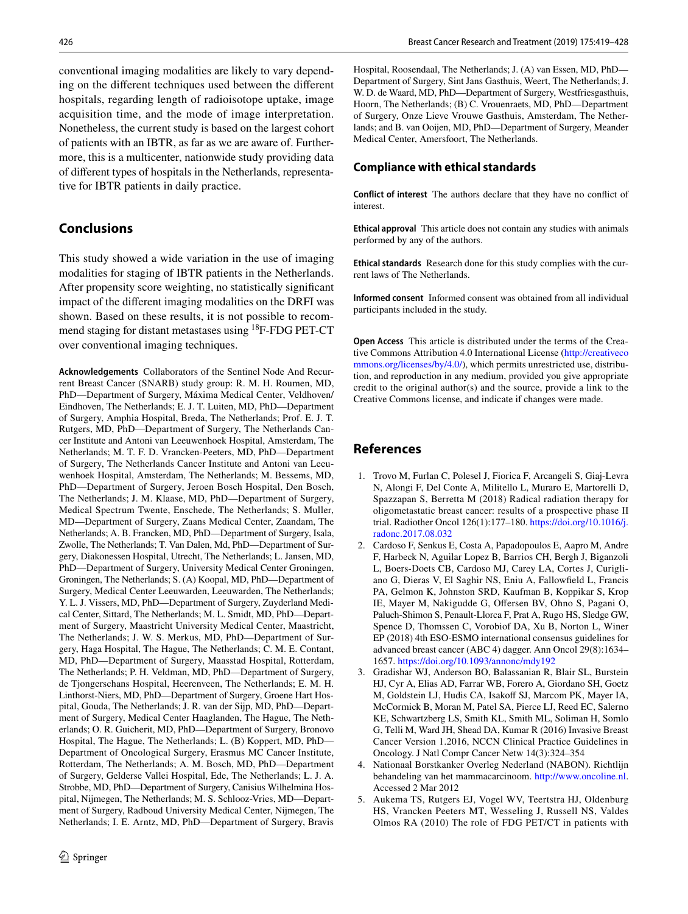conventional imaging modalities are likely to vary depending on the different techniques used between the different hospitals, regarding length of radioisotope uptake, image acquisition time, and the mode of image interpretation. Nonetheless, the current study is based on the largest cohort of patients with an IBTR, as far as we are aware of. Furthermore, this is a multicenter, nationwide study providing data of different types of hospitals in the Netherlands, representative for IBTR patients in daily practice.

## Conclusions

This study showed a wide variation in the use of imaging modalities for staging of IBTR patients in the Netherlands. After propensity score weighting, no statistically significant impact of the different imaging modalities on the DRFI was shown. Based on these results, it is not possible to recommend staging for distant metastases using $^{18}$F-FDG PET-CT over conventional imaging techniques.

**Acknowledgements** Collaborators of the Sentinel Node And Recurrent Breast Cancer (SNARB) study group: R. M. H. Roumen, MD, PhD—Department of Surgery, Máxima Medical Center, Veldhoven/Eindhoven, The Netherlands; E. J. T. Luiten, MD, PhD—Department of Surgery, Amphia Hospital, Breda, The Netherlands; Prof. E. J. T. Rutgers, MD, PhD—Department of Surgery, The Netherlands Cancer Institute and Antoni van Leeuwenhoek Hospital, Amsterdam, The Netherlands; M. T. F. D. Vrancken-Peeters, MD, PhD—Department of Surgery, The Netherlands Cancer Institute and Antoni van Leeuwenhoek Hospital, Amsterdam, The Netherlands; M. Bessems, MD, PhD—Department of Surgery, Jeroen Bosch Hospital, Den Bosch, The Netherlands; J. M. Klaase, MD, PhD—Department of Surgery, Medical Spectrum Twente, Enschede, The Netherlands; S. Muller, MD—Department of Surgery, Zaans Medical Center, Zaandam, The Netherlands; A. B. Francken, MD, PhD—Department of Surgery, Isala, Zwolle, The Netherlands; T. Van Dalen, Md, PhD—Department of Surgery, Diakonessen Hospital, Utrecht, The Netherlands; L. Jansen, MD, PhD—Department of Surgery, University Medical Center Groningen, Groningen, The Netherlands; S. (A) Koopal, MD, PhD—Department of Surgery, Medical Center Leeuwarden, Leeuwarden, The Netherlands; Y. L. J. Vissers, MD, PhD—Department of Surgery, Zuyderland Medical Center, Sittard, The Netherlands; M. L. Smidt, MD, PhD—Department of Surgery, Maastricht University Medical Center, Maastricht, The Netherlands; J. W. S. Merkus, MD, PhD—Department of Surgery, Haga Hospital, The Hague, The Netherlands; C. M. E. Contant, MD, PhD—Department of Surgery, Maasstad Hospital, Rotterdam, The Netherlands; P. H. Veldman, MD, PhD—Department of Surgery, de Tjongerschans Hospital, Heerenveen, The Netherlands; E. M. H. Linthorst-Niers, MD, PhD—Department of Surgery, Groene Hart Hospital, Gouda, The Netherlands; J. R. van der Sijp, MD, PhD—Department of Surgery, Medical Center Haaglanden, The Hague, The Netherlands; O. R. Guicherit, MD, PhD—Department of Surgery, Bronovo Hospital, The Hague, The Netherlands; L. (B) Koppert, MD, PhD—Department of Oncological Surgery, Erasmus MC Cancer Institute, Rotterdam, The Netherlands; A. M. Bosch, MD, PhD—Department of Surgery, Gelderse Vallei Hospital, Ede, The Netherlands; L. J. A. Strobbe, MD, PhD—Department of Surgery, Canisius Wilhelmina Hospital, Nijmegen, The Netherlands; M. S. Schlooz-Vries, MD—Department of Surgery, Radboud University Medical Center, Nijmegen, The Netherlands; I. E. Arntz, MD, PhD—Department of Surgery, Bravis Hospital, Roosendaal, The Netherlands; J. (A) van Essen, MD, PhD—Department of Surgery, Sint Jans Gasthuis, Weert, The Netherlands; J. W. D. de Waard, MD, PhD—Department of Surgery, Westfriesgasthuis, Hoorn, The Netherlands; (B) C. Vrouenraets, MD, PhD—Department of Surgery, Onze Lieve Vrouwe Gasthuis, Amsterdam, The Netherlands; and B. van Ooijen, MD, PhD—Department of Surgery, Meander Medical Center, Amersfoort, The Netherlands.

## Compliance with ethical standards

**Conflict of interest** The authors declare that they have no conflict of interest.

**Ethical approval** This article does not contain any studies with animals performed by any of the authors.

**Ethical standards** Research done for this study complies with the current laws of The Netherlands.

**Informed consent** Informed consent was obtained from all individual participants included in the study.

**Open Access** This article is distributed under the terms of the Creative Commons Attribution 4.0 International License (http://creativecommons.org/licenses/by/4.0/), which permits unrestricted use, distribution, and reproduction in any medium, provided you give appropriate credit to the original author(s) and the source, provide a link to the Creative Commons license, and indicate if changes were made.

## References

1. Trovo M, Furlan C, Polesel J, Fiorica F, Arcangeli S, Giaj-Levra N, Alongi F, Del Conte A, Militello L, Muraro E, Martorelli D, Spazzapan S, Berretta M (2018) Radical radiation therapy for oligometastatic breast cancer: results of a prospective phase II trial. Radiother Oncol 126(1):177–180. https://doi.org/10.1016/j.radonc.2017.08.032
2. Cardoso F, Senkus E, Costa A, Papadopoulos E, Aapro M, Andre F, Harbeck N, Aguilar Lopez B, Barrios CH, Bergh J, Biganzoli L, Boers-Doets CB, Cardoso MJ, Carey LA, Cortes J, Curigliano G, Dieras V, El Saghir NS, Eniu A, Fallowfield L, Francis PA, Gelmon K, Johnston SRD, Kaufman B, Koppikar S, Krop IE, Mayer M, Nakigudde G, Offersen BV, Ohno S, Pagani O, Paluch-Shimon S, Penault-Llorca F, Prat A, Rugo HS, Sledge GW, Spence D, Thomssen C, Vorobiof DA, Xu B, Norton L, Winer EP (2018) 4th ESO-ESMO international consensus guidelines for advanced breast cancer (ABC 4) dagger. Ann Oncol 29(8):1634–1657. https://doi.org/10.1093/annonc/mdy192
3. Gradishar WJ, Anderson BO, Balassanian R, Blair SL, Burstein HJ, Cyr A, Elias AD, Farrar WB, Forero A, Giordano SH, Goetz M, Goldstein LJ, Hudis CA, Isakoff SJ, Marcom PK, Mayer IA, McCormick B, Moran M, Patel SA, Pierce LJ, Reed EC, Salerno KE, Schwartzberg LS, Smith KL, Smith ML, Soliman H, Somlo G, Telli M, Ward JH, Shead DA, Kumar R (2016) Invasive Breast Cancer Version 1.2016, NCCN Clinical Practice Guidelines in Oncology. J Natl Compr Cancer Netw 14(3):324–354
4. Nationaal Borstkanker Overleg Nederland (NABON). Richtlijn behandeling van het mammacarcinoom. http://www.oncoline.nl. Accessed 2 Mar 2012
5. Aukema TS, Rutgers EJ, Vogel WV, Teertstra HJ, Oldenburg HS, Vrancken Peeters MT, Wesseling J, Russell NS, Valdes Olmos RA (2010) The role of FDG PET/CT in patients with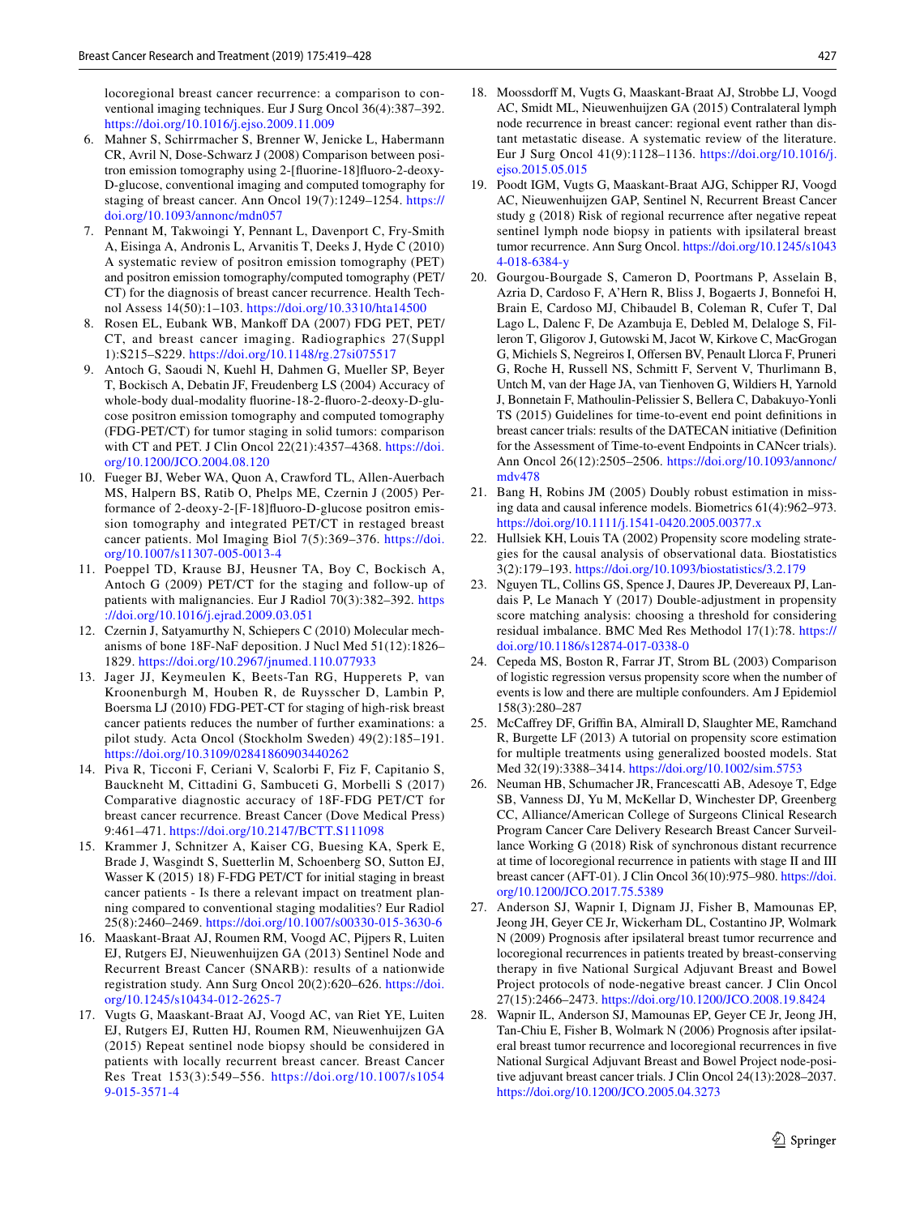locoregional breast cancer recurrence: a comparison to conventional imaging techniques. Eur J Surg Oncol 36(4):387–392. https://doi.org/10.1016/j.ejso.2009.11.009

6. Mahner S, Schirrmacher S, Brenner W, Jenicke L, Habermann CR, Avril N, Dose-Schwarz J (2008) Comparison between positron emission tomography using 2-[fluorine-18]fluoro-2-deoxy-D-glucose, conventional imaging and computed tomography for staging of breast cancer. Ann Oncol 19(7):1249–1254. https://doi.org/10.1093/annonc/mdn057
7. Pennant M, Takwoingi Y, Pennant L, Davenport C, Fry-Smith A, Eisinga A, Andronis L, Arvanitis T, Deeks J, Hyde C (2010) A systematic review of positron emission tomography (PET) and positron emission tomography/computed tomography (PET/CT) for the diagnosis of breast cancer recurrence. Health Technol Assess 14(50):1–103. https://doi.org/10.3310/hta14500
8. Rosen EL, Eubank WB, Mankoff DA (2007) FDG PET, PET/CT, and breast cancer imaging. Radiographics 27(Suppl 1):S215–S229. https://doi.org/10.1148/rg.27si075517
9. Antoch G, Saoudi N, Kuehl H, Dahmen G, Mueller SP, Beyer T, Bockisch A, Debatin JF, Freudenberg LS (2004) Accuracy of whole-body dual-modality fluorine-18-2-fluoro-2-deoxy-D-glucose positron emission tomography and computed tomography (FDG-PET/CT) for tumor staging in solid tumors: comparison with CT and PET. J Clin Oncol 22(21):4357–4368. https://doi.org/10.1200/JCO.2004.08.120
10. Fueger BJ, Weber WA, Quon A, Crawford TL, Allen-Auerbach MS, Halpern BS, Ratib O, Phelps ME, Czernin J (2005) Performance of 2-deoxy-2-[F-18]fluoro-D-glucose positron emission tomography and integrated PET/CT in restaged breast cancer patients. Mol Imaging Biol 7(5):369–376. https://doi.org/10.1007/s11307-005-0013-4
11. Poeppel TD, Krause BJ, Heusner TA, Boy C, Bockisch A, Antoch G (2009) PET/CT for the staging and follow-up of patients with malignancies. Eur J Radiol 70(3):382–392. https://doi.org/10.1016/j.ejrad.2009.03.051
12. Czernin J, Satyamurthy N, Schiepers C (2010) Molecular mechanisms of bone 18F-NaF deposition. J Nucl Med 51(12):1826–1829. https://doi.org/10.2967/jnumed.110.077933
13. Jager JJ, Keymeulen K, Beets-Tan RG, Hupperets P, van Kroonenburgh M, Houben R, de Ruysscher D, Lambin P, Boersma LJ (2010) FDG-PET-CT for staging of high-risk breast cancer patients reduces the number of further examinations: a pilot study. Acta Oncol (Stockholm Sweden) 49(2):185–191. https://doi.org/10.3109/02841860903440262
14. Piva R, Ticconi F, Ceriani V, Scalorbi F, Fiz F, Capitanio S, Bauckneht M, Cittadini G, Sambuceti G, Morbelli S (2017) Comparative diagnostic accuracy of 18F-FDG PET/CT for breast cancer recurrence. Breast Cancer (Dove Medical Press) 9:461–471. https://doi.org/10.2147/BCTT.S111098
15. Krammer J, Schnitzer A, Kaiser CG, Buesing KA, Sperk E, Brade J, Wasgindt S, Suetterlin M, Schoenberg SO, Sutton EJ, Wasser K (2015) 18) F-FDG PET/CT for initial staging in breast cancer patients - Is there a relevant impact on treatment planning compared to conventional staging modalities? Eur Radiol 25(8):2460–2469. https://doi.org/10.1007/s00330-015-3630-6
16. Maaskant-Braat AJ, Roumen RM, Voogd AC, Pijpers R, Luiten EJ, Rutgers EJ, Nieuwenhuijzen GA (2013) Sentinel Node and Recurrent Breast Cancer (SNARB): results of a nationwide registration study. Ann Surg Oncol 20(2):620–626. https://doi.org/10.1245/s10434-012-2625-7
17. Vugts G, Maaskant-Braat AJ, Voogd AC, van Riet YE, Luiten EJ, Rutgers EJ, Rutten HJ, Roumen RM, Nieuwenhuijzen GA (2015) Repeat sentinel node biopsy should be considered in patients with locally recurrent breast cancer. Breast Cancer Res Treat 153(3):549–556. https://doi.org/10.1007/s10549-015-3571-4
18. Moossdorff M, Vugts G, Maaskant-Braat AJ, Strobbe LJ, Voogd AC, Smidt ML, Nieuwenhuijzen GA (2015) Contralateral lymph node recurrence in breast cancer: regional event rather than distant metastatic disease. A systematic review of the literature. Eur J Surg Oncol 41(9):1128–1136. https://doi.org/10.1016/j.ejso.2015.05.015
19. Poodt IGM, Vugts G, Maaskant-Braat AJG, Schipper RJ, Voogd AC, Nieuwenhuijzen GAP, Sentinel N, Recurrent Breast Cancer study g (2018) Risk of regional recurrence after negative repeat sentinel lymph node biopsy in patients with ipsilateral breast tumor recurrence. Ann Surg Oncol. https://doi.org/10.1245/s10434-018-6384-y
20. Gourgou-Bourgade S, Cameron D, Poortmans P, Asselain B, Azria D, Cardoso F, A'Hern R, Bliss J, Bogaerts J, Bonnefoi H, Brain E, Cardoso MJ, Chibaudel B, Coleman R, Cufer T, Dal Lago L, Dalenc F, De Azambuja E, Debled M, Delaloge S, Filleron T, Gligorov J, Gutowski M, Jacot W, Kirkove C, MacGrogan G, Michiels S, Negreiros I, Offersen BV, Penault Llorca F, Pruneri G, Roche H, Russell NS, Schmitt F, Servent V, Thurlimann B, Untch M, van der Hage JA, van Tienhoven G, Wildiers H, Yarnold J, Bonnetain F, Mathoulin-Pelissier S, Bellera C, Dabakuyo-Yonli TS (2015) Guidelines for time-to-event end point definitions in breast cancer trials: results of the DATECAN initiative (Definition for the Assessment of Time-to-event Endpoints in CANcer trials). Ann Oncol 26(12):2505–2506. https://doi.org/10.1093/annonc/mdv478
21. Bang H, Robins JM (2005) Doubly robust estimation in missing data and causal inference models. Biometrics 61(4):962–973. https://doi.org/10.1111/j.1541-0420.2005.00377.x
22. Hullsiek KH, Louis TA (2002) Propensity score modeling strategies for the causal analysis of observational data. Biostatistics 3(2):179–193. https://doi.org/10.1093/biostatistics/3.2.179
23. Nguyen TL, Collins GS, Spence J, Daures JP, Devereaux PJ, Landais P, Le Manach Y (2017) Double-adjustment in propensity score matching analysis: choosing a threshold for considering residual imbalance. BMC Med Res Methodol 17(1):78. https://doi.org/10.1186/s12874-017-0338-0
24. Cepeda MS, Boston R, Farrar JT, Strom BL (2003) Comparison of logistic regression versus propensity score when the number of events is low and there are multiple confounders. Am J Epidemiol 158(3):280–287
25. McCaffrey DF, Griffin BA, Almirall D, Slaughter ME, Ramchand R, Burgette LF (2013) A tutorial on propensity score estimation for multiple treatments using generalized boosted models. Stat Med 32(19):3388–3414. https://doi.org/10.1002/sim.5753
26. Neuman HB, Schumacher JR, Francescatti AB, Adesoye T, Edge SB, Vanness DJ, Yu M, McKellar D, Winchester DP, Greenberg CC, Alliance/American College of Surgeons Clinical Research Program Cancer Care Delivery Research Breast Cancer Surveillance Working G (2018) Risk of synchronous distant recurrence at time of locoregional recurrence in patients with stage II and III breast cancer (AFT-01). J Clin Oncol 36(10):975–980. https://doi.org/10.1200/JCO.2017.75.5389
27. Anderson SJ, Wapnir I, Dignam JJ, Fisher B, Mamounas EP, Jeong JH, Geyer CE Jr, Wickerham DL, Costantino JP, Wolmark N (2009) Prognosis after ipsilateral breast tumor recurrence and locoregional recurrences in patients treated by breast-conserving therapy in five National Surgical Adjuvant Breast and Bowel Project protocols of node-negative breast cancer. J Clin Oncol 27(15):2466–2473. https://doi.org/10.1200/JCO.2008.19.8424
28. Wapnir IL, Anderson SJ, Mamounas EP, Geyer CE Jr, Jeong JH, Tan-Chiu E, Fisher B, Wolmark N (2006) Prognosis after ipsilateral breast tumor recurrence and locoregional recurrences in five National Surgical Adjuvant Breast and Bowel Project node-positive adjuvant breast cancer trials. J Clin Oncol 24(13):2028–2037. https://doi.org/10.1200/JCO.2005.04.3273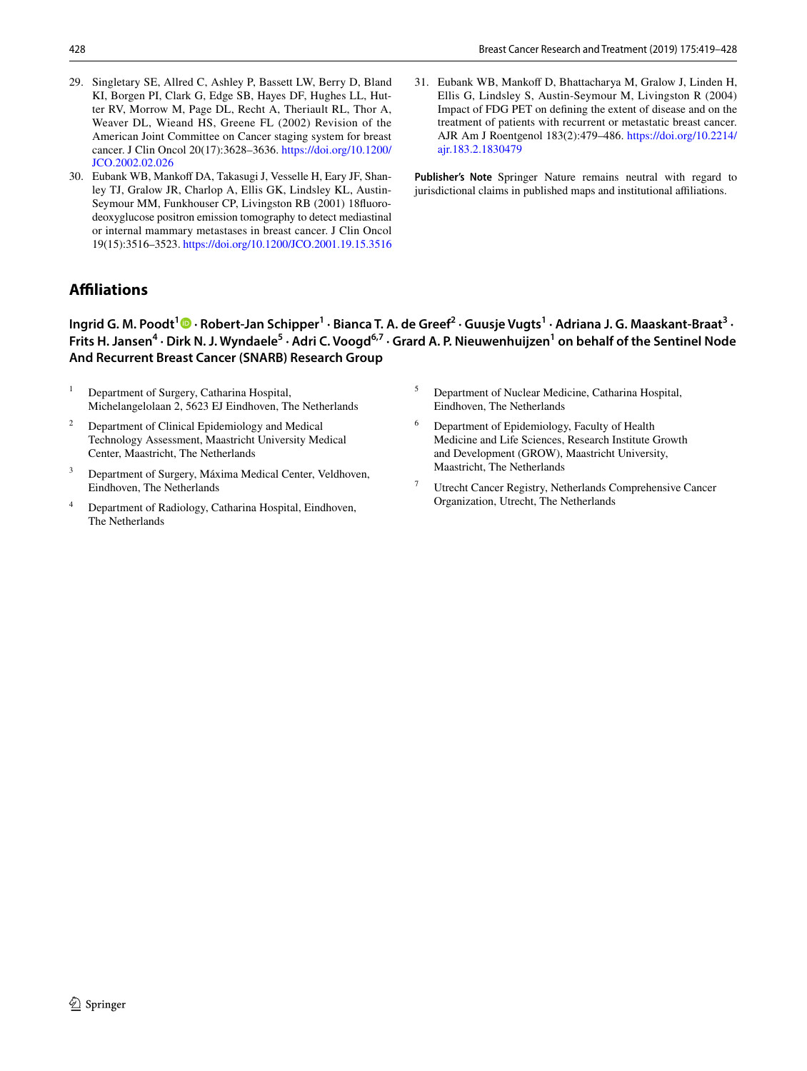29. Singletary SE, Allred C, Ashley P, Bassett LW, Berry D, Bland KI, Borgen PI, Clark G, Edge SB, Hayes DF, Hughes LL, Hutter RV, Morrow M, Page DL, Recht A, Theriault RL, Thor A, Weaver DL, Wieand HS, Greene FL (2002) Revision of the American Joint Committee on Cancer staging system for breast cancer. J Clin Oncol 20(17):3628–3636. https://doi.org/10.1200/JCO.2002.02.026
30. Eubank WB, Mankoff DA, Takasugi J, Vesselle H, Eary JF, Shanley TJ, Gralow JR, Charlop A, Ellis GK, Lindsley KL, Austin-Seymour MM, Funkhouser CP, Livingston RB (2001) 18fluorodeoxyglucose positron emission tomography to detect mediastinal or internal mammary metastases in breast cancer. J Clin Oncol 19(15):3516–3523. https://doi.org/10.1200/JCO.2001.19.15.3516
31. Eubank WB, Mankoff D, Bhattacharya M, Gralow J, Linden H, Ellis G, Lindsley S, Austin-Seymour M, Livingston R (2004) Impact of FDG PET on defining the extent of disease and on the treatment of patients with recurrent or metastatic breast cancer. AJR Am J Roentgenol 183(2):479–486. https://doi.org/10.2214/ajr.183.2.1830479

**Publisher's Note** Springer Nature remains neutral with regard to jurisdictional claims in published maps and institutional affiliations.

## Affiliations

**Ingrid G. M. Poodt[1] · Robert-Jan Schipper[1] · Bianca T. A. de Greef[2] · Guusje Vugts[1] · Adriana J. G. Maaskant-Braat[3] · Frits H. Jansen[4] · Dirk N. J. Wyndaele[5] · Adri C. Voogd[6,7] · Grard A. P. Nieuwenhuijzen[1] on behalf of the Sentinel Node And Recurrent Breast Cancer (SNARB) Research Group**

[1] Department of Surgery, Catharina Hospital, Michelangelolaan 2, 5623 EJ Eindhoven, The Netherlands

[2] Department of Clinical Epidemiology and Medical Technology Assessment, Maastricht University Medical Center, Maastricht, The Netherlands

[3] Department of Surgery, Máxima Medical Center, Veldhoven, Eindhoven, The Netherlands

[4] Department of Radiology, Catharina Hospital, Eindhoven, The Netherlands

[5] Department of Nuclear Medicine, Catharina Hospital, Eindhoven, The Netherlands

[6] Department of Epidemiology, Faculty of Health Medicine and Life Sciences, Research Institute Growth and Development (GROW), Maastricht University, Maastricht, The Netherlands

[7] Utrecht Cancer Registry, Netherlands Comprehensive Cancer Organization, Utrecht, The Netherlands